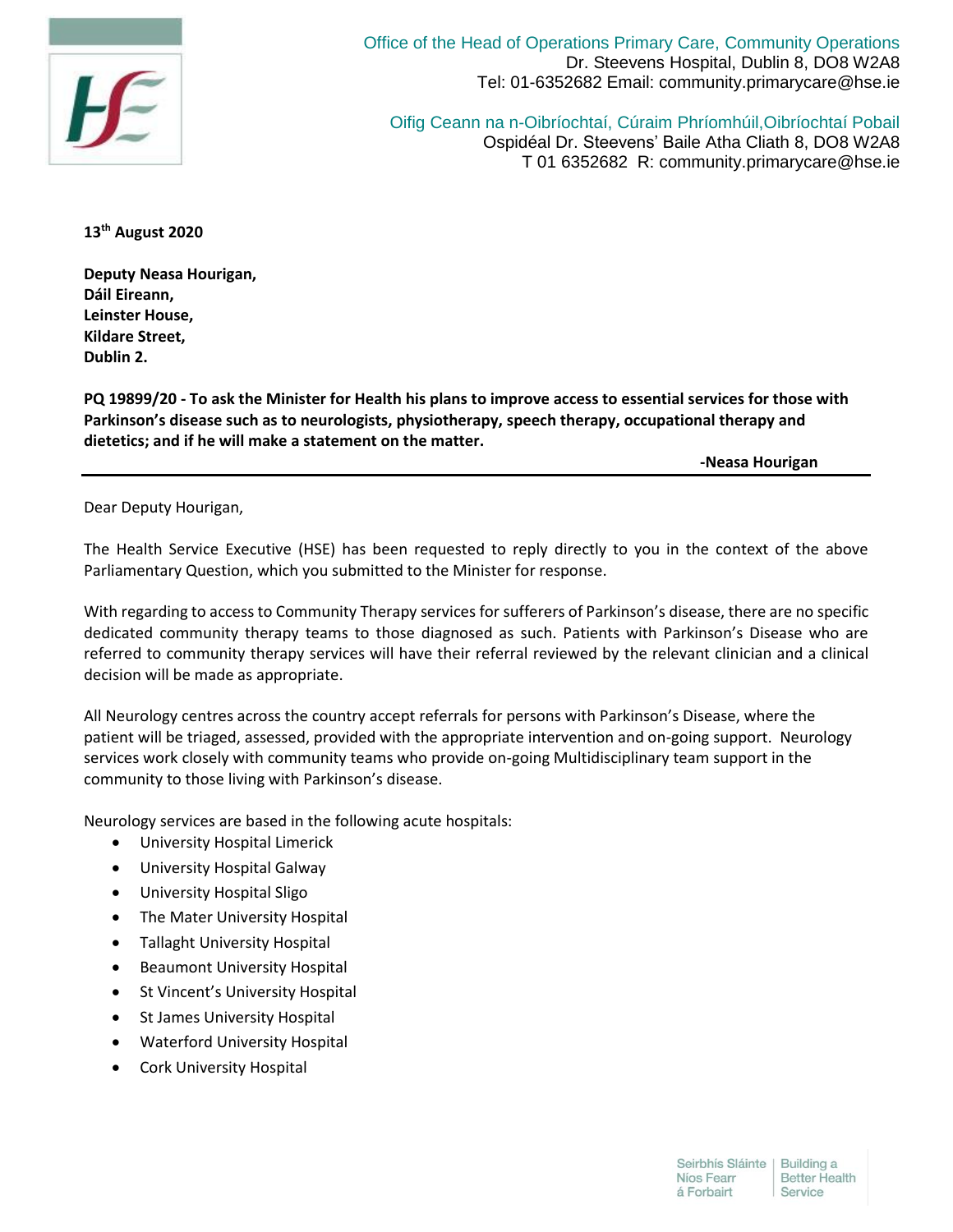Office of the Head of Operations Primary Care, Community Operations
Dr. Steevens Hospital, Dublin 8, DO8 W2A8
Tel: 01-6352682 Email: community.primarycare@hse.ie

Oifig Ceann na n-Oibríochtaí, Cúraim Phríomhúil,Oibríochtaí Pobail
Ospidéal Dr. Steevens' Baile Atha Cliath 8, DO8 W2A8
T 01 6352682 R: community.primarycare@hse.ie

**13th August 2020**

**Deputy Neasa Hourigan,**
**Dáil Eireann,**
**Leinster House,**
**Kildare Street,**
**Dublin 2.**

**PQ 19899/20 - To ask the Minister for Health his plans to improve access to essential services for those with Parkinson's disease such as to neurologists, physiotherapy, speech therapy, occupational therapy and dietetics; and if he will make a statement on the matter.**

**-Neasa Hourigan**

---

Dear Deputy Hourigan,

The Health Service Executive (HSE) has been requested to reply directly to you in the context of the above Parliamentary Question, which you submitted to the Minister for response.

With regarding to access to Community Therapy services for sufferers of Parkinson's disease, there are no specific dedicated community therapy teams to those diagnosed as such. Patients with Parkinson's Disease who are referred to community therapy services will have their referral reviewed by the relevant clinician and a clinical decision will be made as appropriate.

All Neurology centres across the country accept referrals for persons with Parkinson's Disease, where the patient will be triaged, assessed, provided with the appropriate intervention and on-going support. Neurology services work closely with community teams who provide on-going Multidisciplinary team support in the community to those living with Parkinson's disease.

Neurology services are based in the following acute hospitals:

- University Hospital Limerick
- University Hospital Galway
- University Hospital Sligo
- The Mater University Hospital
- Tallaght University Hospital
- Beaumont University Hospital
- St Vincent's University Hospital
- St James University Hospital
- Waterford University Hospital
- Cork University Hospital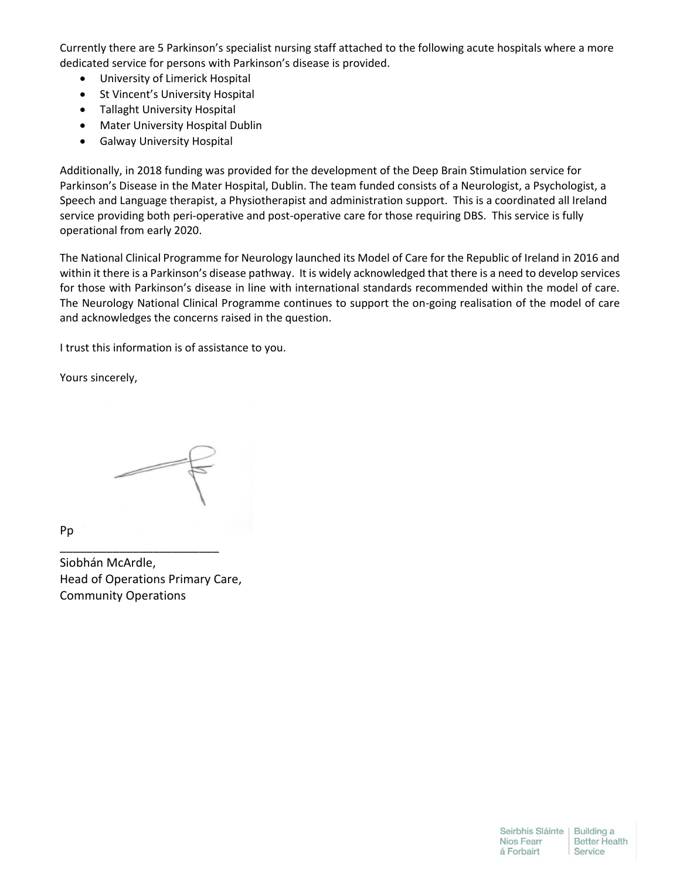Currently there are 5 Parkinson's specialist nursing staff attached to the following acute hospitals where a more dedicated service for persons with Parkinson's disease is provided.

- University of Limerick Hospital
- St Vincent's University Hospital
- Tallaght University Hospital
- Mater University Hospital Dublin
- Galway University Hospital

Additionally, in 2018 funding was provided for the development of the Deep Brain Stimulation service for Parkinson's Disease in the Mater Hospital, Dublin. The team funded consists of a Neurologist, a Psychologist, a Speech and Language therapist, a Physiotherapist and administration support. This is a coordinated all Ireland service providing both peri-operative and post-operative care for those requiring DBS. This service is fully operational from early 2020.

The National Clinical Programme for Neurology launched its Model of Care for the Republic of Ireland in 2016 and within it there is a Parkinson's disease pathway. It is widely acknowledged that there is a need to develop services for those with Parkinson's disease in line with international standards recommended within the model of care. The Neurology National Clinical Programme continues to support the on-going realisation of the model of care and acknowledges the concerns raised in the question.

I trust this information is of assistance to you.

Yours sincerely,

Pp

________________________

Siobhán McArdle,
Head of Operations Primary Care,
Community Operations